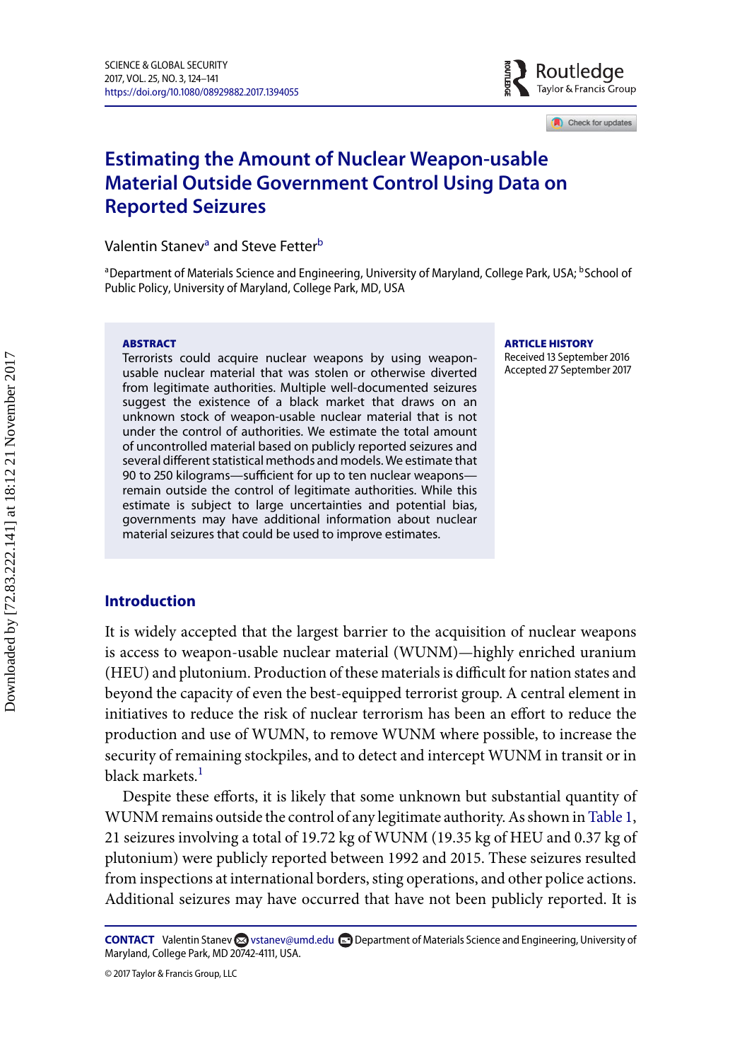# Estimating the Amount of Nuclear Weapon-usable Material Outside Government Control Using Data on Reported Seizures

Valentin Stanev[a] and Steve Fetter[b]

[a]Department of Materials Science and Engineering, University of Maryland, College Park, USA; [b]School of Public Policy, University of Maryland, College Park, MD, USA

**ABSTRACT**

Terrorists could acquire nuclear weapons by using weapon-usable nuclear material that was stolen or otherwise diverted from legitimate authorities. Multiple well-documented seizures suggest the existence of a black market that draws on an unknown stock of weapon-usable nuclear material that is not under the control of authorities. We estimate the total amount of uncontrolled material based on publicly reported seizures and several different statistical methods and models. We estimate that 90 to 250 kilograms—sufficient for up to ten nuclear weapons—remain outside the control of legitimate authorities. While this estimate is subject to large uncertainties and potential bias, governments may have additional information about nuclear material seizures that could be used to improve estimates.

**ARTICLE HISTORY**

Received 13 September 2016
Accepted 27 September 2017

## Introduction

It is widely accepted that the largest barrier to the acquisition of nuclear weapons is access to weapon-usable nuclear material (WUNM)—highly enriched uranium (HEU) and plutonium. Production of these materials is difficult for nation states and beyond the capacity of even the best-equipped terrorist group. A central element in initiatives to reduce the risk of nuclear terrorism has been an effort to reduce the production and use of WUMN, to remove WUNM where possible, to increase the security of remaining stockpiles, and to detect and intercept WUNM in transit or in black markets.[1]

Despite these efforts, it is likely that some unknown but substantial quantity of WUNM remains outside the control of any legitimate authority. As shown in Table 1, 21 seizures involving a total of 19.72 kg of WUNM (19.35 kg of HEU and 0.37 kg of plutonium) were publicly reported between 1992 and 2015. These seizures resulted from inspections at international borders, sting operations, and other police actions. Additional seizures may have occurred that have not been publicly reported. It is

**CONTACT** Valentin Stanev vstanev@umd.edu Department of Materials Science and Engineering, University of Maryland, College Park, MD 20742-4111, USA.

© 2017 Taylor & Francis Group, LLC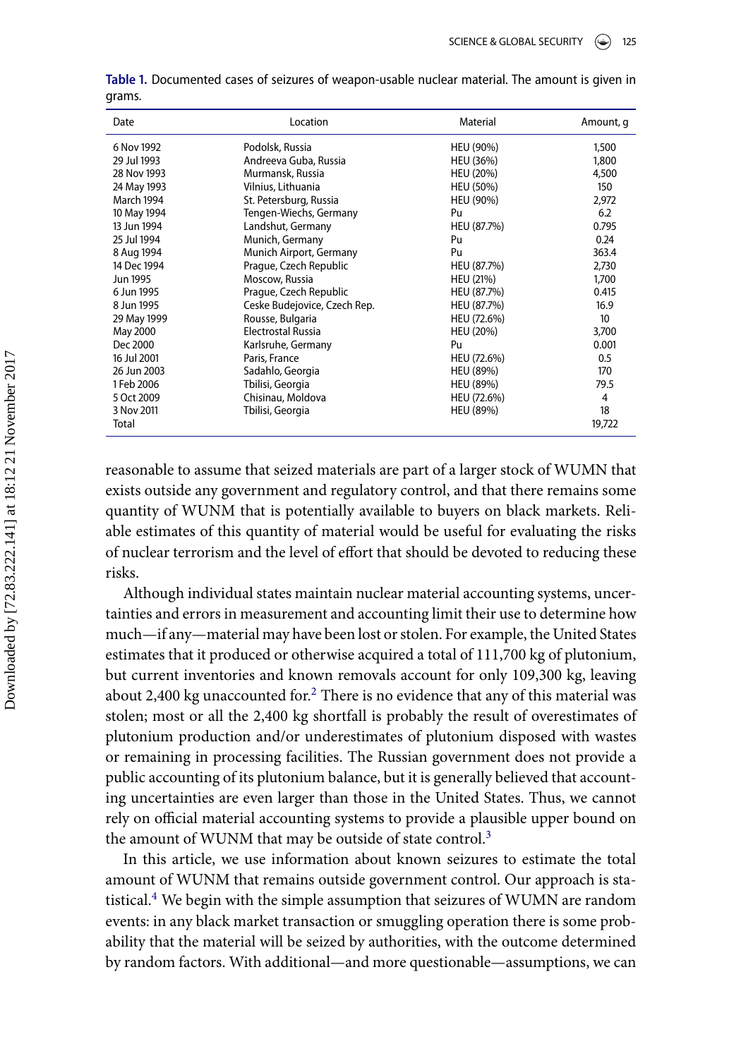**Table 1.** Documented cases of seizures of weapon-usable nuclear material. The amount is given in grams.

| Date | Location | Material | Amount, g |
|---|---|---|---|
| 6 Nov 1992 | Podolsk, Russia | HEU (90%) | 1,500 |
| 29 Jul 1993 | Andreeva Guba, Russia | HEU (36%) | 1,800 |
| 28 Nov 1993 | Murmansk, Russia | HEU (20%) | 4,500 |
| 24 May 1993 | Vilnius, Lithuania | HEU (50%) | 150 |
| March 1994 | St. Petersburg, Russia | HEU (90%) | 2,972 |
| 10 May 1994 | Tengen-Wiechs, Germany | Pu | 6.2 |
| 13 Jun 1994 | Landshut, Germany | HEU (87.7%) | 0.795 |
| 25 Jul 1994 | Munich, Germany | Pu | 0.24 |
| 8 Aug 1994 | Munich Airport, Germany | Pu | 363.4 |
| 14 Dec 1994 | Prague, Czech Republic | HEU (87.7%) | 2,730 |
| Jun 1995 | Moscow, Russia | HEU (21%) | 1,700 |
| 6 Jun 1995 | Prague, Czech Republic | HEU (87.7%) | 0.415 |
| 8 Jun 1995 | Ceske Budejovice, Czech Rep. | HEU (87.7%) | 16.9 |
| 29 May 1999 | Rousse, Bulgaria | HEU (72.6%) | 10 |
| May 2000 | Electrostal Russia | HEU (20%) | 3,700 |
| Dec 2000 | Karlsruhe, Germany | Pu | 0.001 |
| 16 Jul 2001 | Paris, France | HEU (72.6%) | 0.5 |
| 26 Jun 2003 | Sadahlo, Georgia | HEU (89%) | 170 |
| 1 Feb 2006 | Tbilisi, Georgia | HEU (89%) | 79.5 |
| 5 Oct 2009 | Chisinau, Moldova | HEU (72.6%) | 4 |
| 3 Nov 2011 | Tbilisi, Georgia | HEU (89%) | 18 |
| Total | | | 19,722 |

reasonable to assume that seized materials are part of a larger stock of WUMN that exists outside any government and regulatory control, and that there remains some quantity of WUNM that is potentially available to buyers on black markets. Reliable estimates of this quantity of material would be useful for evaluating the risks of nuclear terrorism and the level of effort that should be devoted to reducing these risks.

Although individual states maintain nuclear material accounting systems, uncertainties and errors in measurement and accounting limit their use to determine how much—if any—material may have been lost or stolen. For example, the United States estimates that it produced or otherwise acquired a total of 111,700 kg of plutonium, but current inventories and known removals account for only 109,300 kg, leaving about 2,400 kg unaccounted for.[2] There is no evidence that any of this material was stolen; most or all the 2,400 kg shortfall is probably the result of overestimates of plutonium production and/or underestimates of plutonium disposed with wastes or remaining in processing facilities. The Russian government does not provide a public accounting of its plutonium balance, but it is generally believed that accounting uncertainties are even larger than those in the United States. Thus, we cannot rely on official material accounting systems to provide a plausible upper bound on the amount of WUNM that may be outside of state control.[3]

In this article, we use information about known seizures to estimate the total amount of WUNM that remains outside government control. Our approach is statistical.[4] We begin with the simple assumption that seizures of WUMN are random events: in any black market transaction or smuggling operation there is some probability that the material will be seized by authorities, with the outcome determined by random factors. With additional—and more questionable—assumptions, we can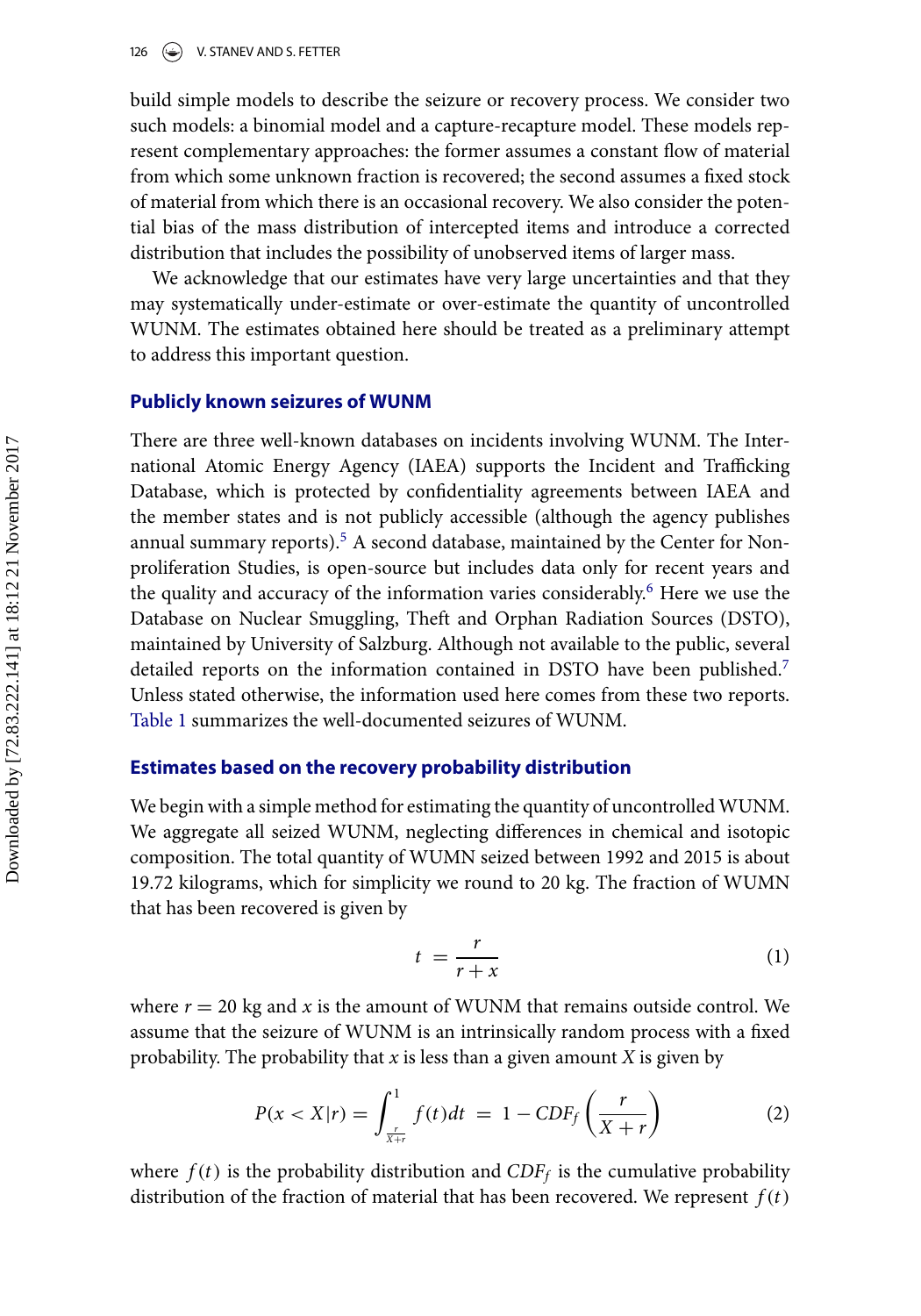build simple models to describe the seizure or recovery process. We consider two such models: a binomial model and a capture-recapture model. These models represent complementary approaches: the former assumes a constant flow of material from which some unknown fraction is recovered; the second assumes a fixed stock of material from which there is an occasional recovery. We also consider the potential bias of the mass distribution of intercepted items and introduce a corrected distribution that includes the possibility of unobserved items of larger mass.

We acknowledge that our estimates have very large uncertainties and that they may systematically under-estimate or over-estimate the quantity of uncontrolled WUNM. The estimates obtained here should be treated as a preliminary attempt to address this important question.

## Publicly known seizures of WUNM

There are three well-known databases on incidents involving WUNM. The International Atomic Energy Agency (IAEA) supports the Incident and Trafficking Database, which is protected by confidentiality agreements between IAEA and the member states and is not publicly accessible (although the agency publishes annual summary reports).[5] A second database, maintained by the Center for Nonproliferation Studies, is open-source but includes data only for recent years and the quality and accuracy of the information varies considerably.[6] Here we use the Database on Nuclear Smuggling, Theft and Orphan Radiation Sources (DSTO), maintained by University of Salzburg. Although not available to the public, several detailed reports on the information contained in DSTO have been published.[7] Unless stated otherwise, the information used here comes from these two reports. Table 1 summarizes the well-documented seizures of WUNM.

## Estimates based on the recovery probability distribution

We begin with a simple method for estimating the quantity of uncontrolled WUNM. We aggregate all seized WUNM, neglecting differences in chemical and isotopic composition. The total quantity of WUMN seized between 1992 and 2015 is about 19.72 kilograms, which for simplicity we round to 20 kg. The fraction of WUMN that has been recovered is given by

$$t = \frac{r}{r + x} \tag{1}$$

where $r = 20$ kg and $x$ is the amount of WUNM that remains outside control. We assume that the seizure of WUNM is an intrinsically random process with a fixed probability. The probability that $x$ is less than a given amount $X$ is given by

$$P(x < X|r) = \int_{\frac{r}{X+r}}^{1} f(t)dt = 1 - CDF_f\left(\frac{r}{X + r}\right) \tag{2}$$

where $f(t)$ is the probability distribution and $CDF_f$ is the cumulative probability distribution of the fraction of material that has been recovered. We represent $f(t)$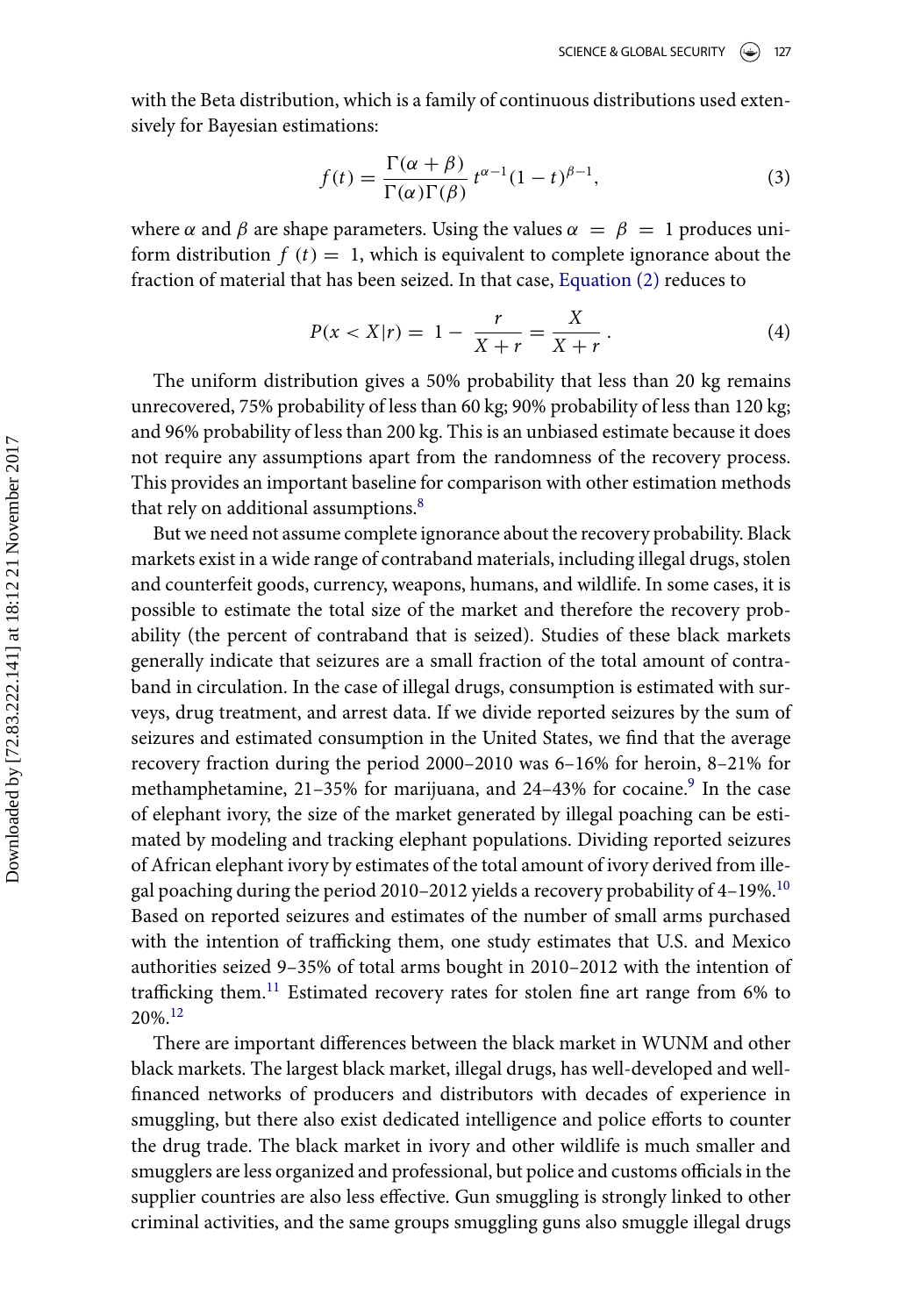with the Beta distribution, which is a family of continuous distributions used extensively for Bayesian estimations:

$$f(t) = \frac{\Gamma(\alpha + \beta)}{\Gamma(\alpha)\Gamma(\beta)} t^{\alpha - 1}(1 - t)^{\beta - 1}, \tag{3}$$

where $\alpha$ and $\beta$ are shape parameters. Using the values $\alpha = \beta = 1$ produces uniform distribution $f(t) = 1$, which is equivalent to complete ignorance about the fraction of material that has been seized. In that case, Equation (2) reduces to

$$P(x < X|r) = 1 - \frac{r}{X + r} = \frac{X}{X + r}. \tag{4}$$

The uniform distribution gives a 50% probability that less than 20 kg remains unrecovered, 75% probability of less than 60 kg; 90% probability of less than 120 kg; and 96% probability of less than 200 kg. This is an unbiased estimate because it does not require any assumptions apart from the randomness of the recovery process. This provides an important baseline for comparison with other estimation methods that rely on additional assumptions.[8]

But we need not assume complete ignorance about the recovery probability. Black markets exist in a wide range of contraband materials, including illegal drugs, stolen and counterfeit goods, currency, weapons, humans, and wildlife. In some cases, it is possible to estimate the total size of the market and therefore the recovery probability (the percent of contraband that is seized). Studies of these black markets generally indicate that seizures are a small fraction of the total amount of contraband in circulation. In the case of illegal drugs, consumption is estimated with surveys, drug treatment, and arrest data. If we divide reported seizures by the sum of seizures and estimated consumption in the United States, we find that the average recovery fraction during the period 2000–2010 was 6–16% for heroin, 8–21% for methamphetamine, 21–35% for marijuana, and 24–43% for cocaine.[9] In the case of elephant ivory, the size of the market generated by illegal poaching can be estimated by modeling and tracking elephant populations. Dividing reported seizures of African elephant ivory by estimates of the total amount of ivory derived from illegal poaching during the period 2010–2012 yields a recovery probability of 4–19%.[10] Based on reported seizures and estimates of the number of small arms purchased with the intention of trafficking them, one study estimates that U.S. and Mexico authorities seized 9–35% of total arms bought in 2010–2012 with the intention of trafficking them.[11] Estimated recovery rates for stolen fine art range from 6% to 20%.[12]

There are important differences between the black market in WUNM and other black markets. The largest black market, illegal drugs, has well-developed and well-financed networks of producers and distributors with decades of experience in smuggling, but there also exist dedicated intelligence and police efforts to counter the drug trade. The black market in ivory and other wildlife is much smaller and smugglers are less organized and professional, but police and customs officials in the supplier countries are also less effective. Gun smuggling is strongly linked to other criminal activities, and the same groups smuggling guns also smuggle illegal drugs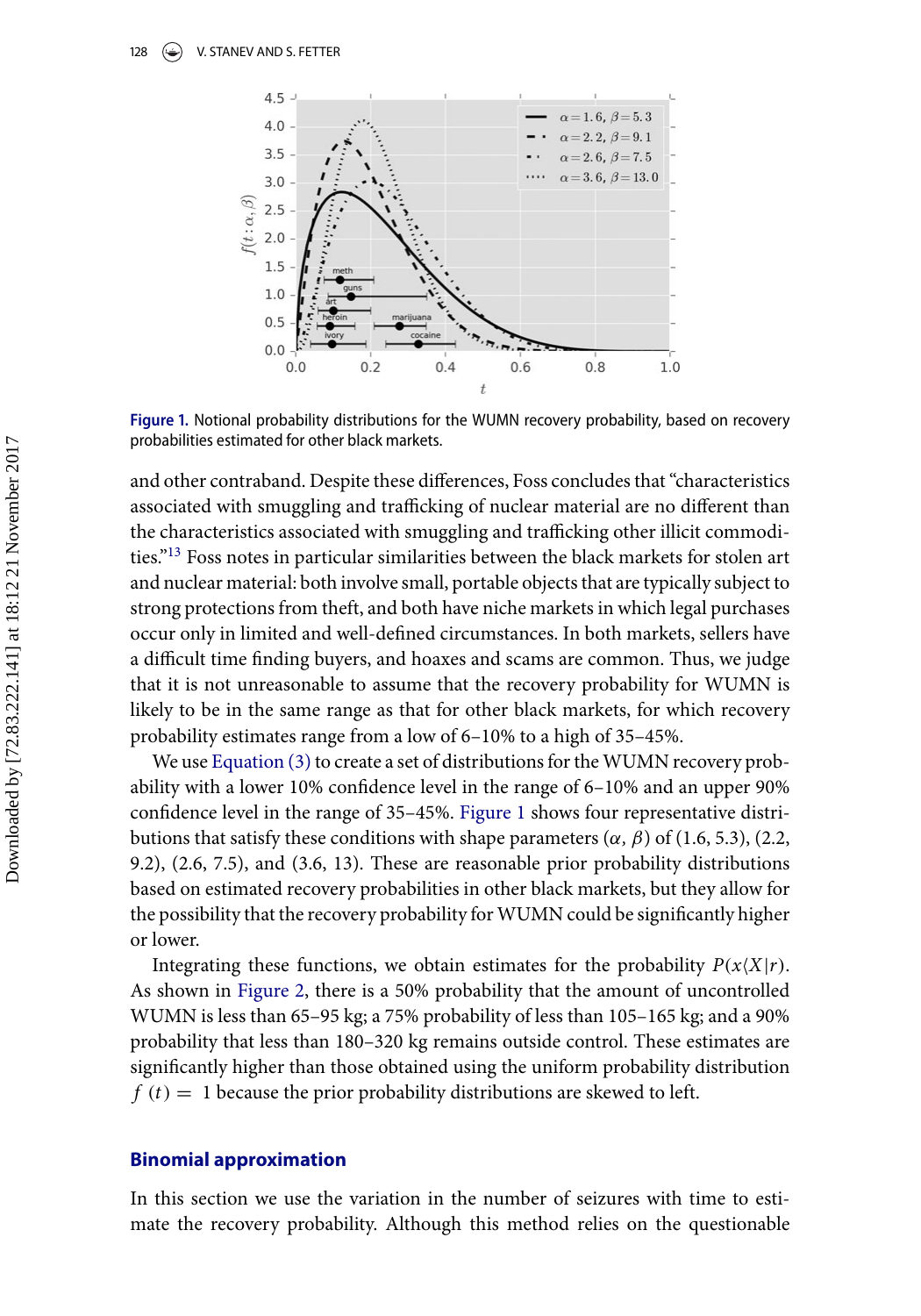Figure 1. Notional probability distributions for the WUMN recovery probability, based on recovery probabilities estimated for other black markets.

and other contraband. Despite these differences, Foss concludes that "characteristics associated with smuggling and trafficking of nuclear material are no different than the characteristics associated with smuggling and trafficking other illicit commodities."[13] Foss notes in particular similarities between the black markets for stolen art and nuclear material: both involve small, portable objects that are typically subject to strong protections from theft, and both have niche markets in which legal purchases occur only in limited and well-defined circumstances. In both markets, sellers have a difficult time finding buyers, and hoaxes and scams are common. Thus, we judge that it is not unreasonable to assume that the recovery probability for WUMN is likely to be in the same range as that for other black markets, for which recovery probability estimates range from a low of 6–10% to a high of 35–45%.

We use Equation (3) to create a set of distributions for the WUMN recovery probability with a lower 10% confidence level in the range of 6–10% and an upper 90% confidence level in the range of 35–45%. Figure 1 shows four representative distributions that satisfy these conditions with shape parameters ($\alpha$, $\beta$) of (1.6, 5.3), (2.2, 9.2), (2.6, 7.5), and (3.6, 13). These are reasonable prior probability distributions based on estimated recovery probabilities in other black markets, but they allow for the possibility that the recovery probability for WUMN could be significantly higher or lower.

Integrating these functions, we obtain estimates for the probability $P(x\langle X|r)$. As shown in Figure 2, there is a 50% probability that the amount of uncontrolled WUMN is less than 65–95 kg; a 75% probability of less than 105–165 kg; and a 90% probability that less than 180–320 kg remains outside control. These estimates are significantly higher than those obtained using the uniform probability distribution $f(t) = 1$ because the prior probability distributions are skewed to left.

## Binomial approximation

In this section we use the variation in the number of seizures with time to estimate the recovery probability. Although this method relies on the questionable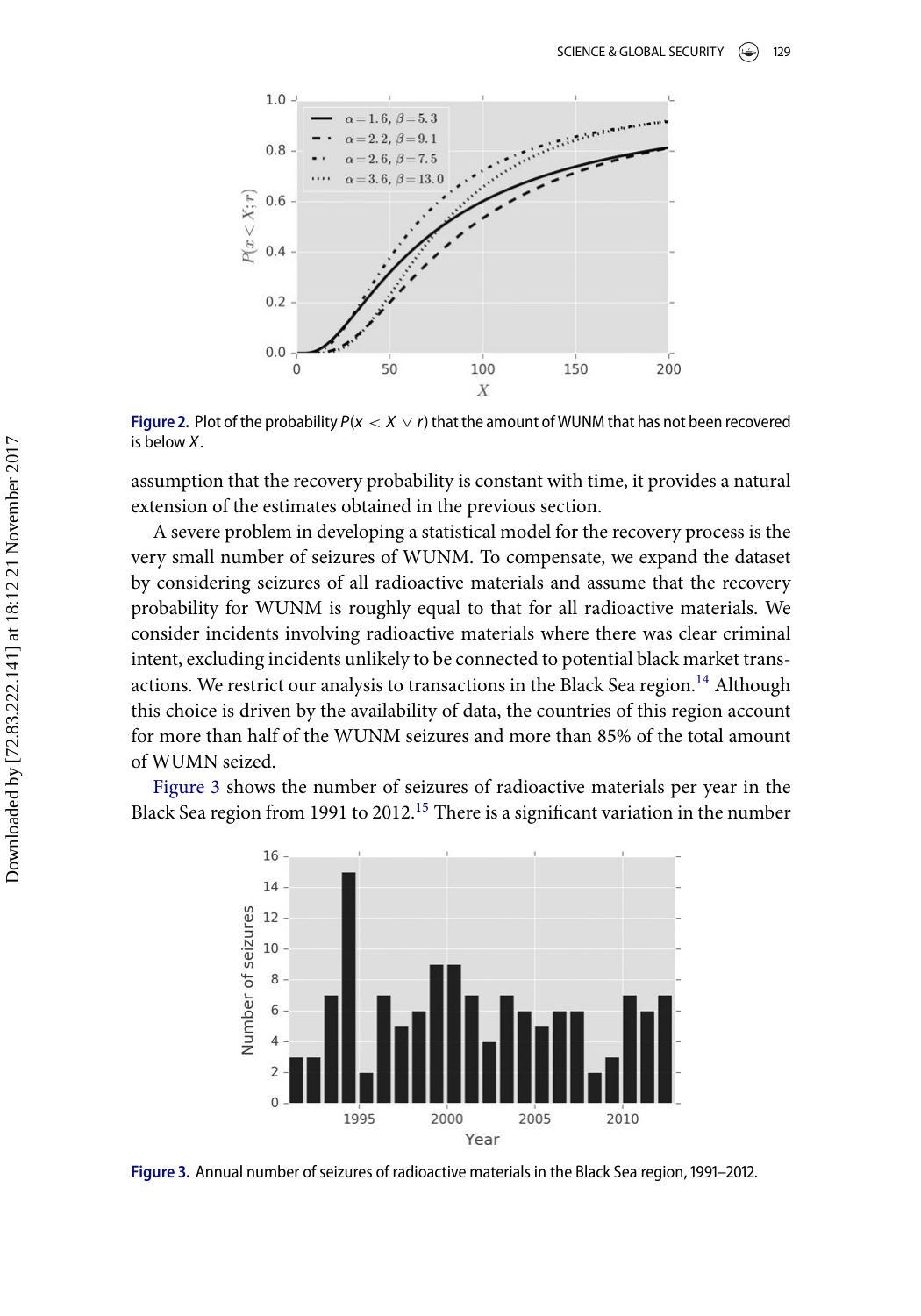**Figure 2.** Plot of the probability $P(x < X \vee r)$ that the amount of WUNM that has not been recovered is below $X$.

assumption that the recovery probability is constant with time, it provides a natural extension of the estimates obtained in the previous section.

A severe problem in developing a statistical model for the recovery process is the very small number of seizures of WUNM. To compensate, we expand the dataset by considering seizures of all radioactive materials and assume that the recovery probability for WUNM is roughly equal to that for all radioactive materials. We consider incidents involving radioactive materials where there was clear criminal intent, excluding incidents unlikely to be connected to potential black market transactions. We restrict our analysis to transactions in the Black Sea region.[14] Although this choice is driven by the availability of data, the countries of this region account for more than half of the WUNM seizures and more than 85% of the total amount of WUMN seized.

Figure 3 shows the number of seizures of radioactive materials per year in the Black Sea region from 1991 to 2012.[15] There is a significant variation in the number

**Figure 3.** Annual number of seizures of radioactive materials in the Black Sea region, 1991–2012.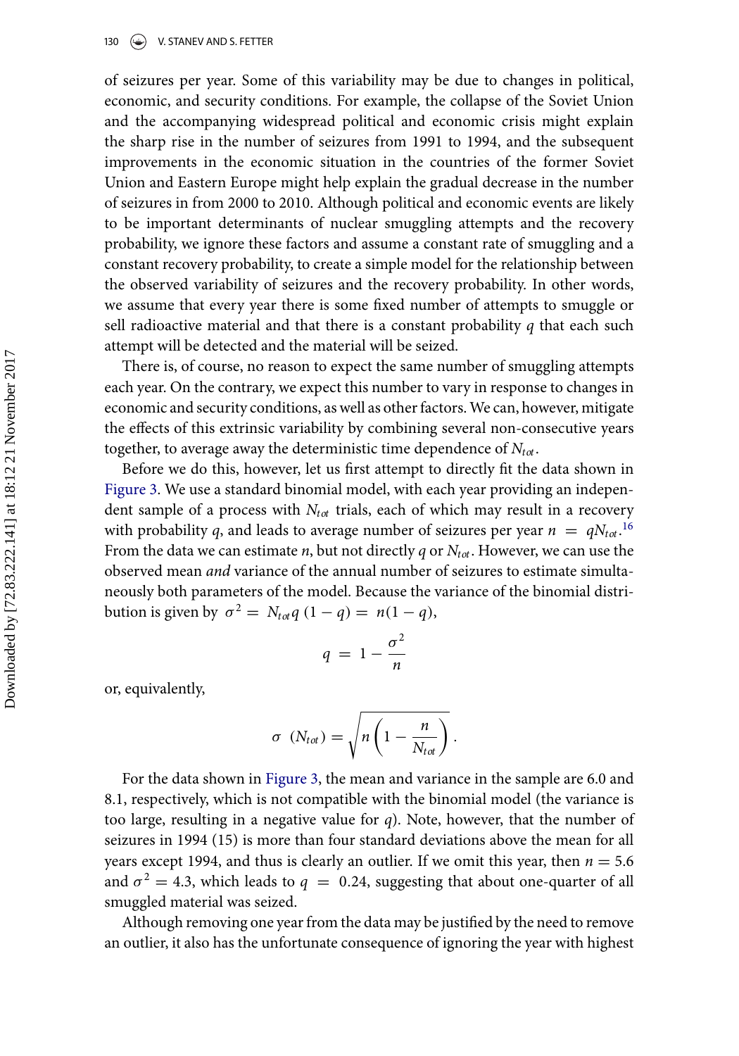of seizures per year. Some of this variability may be due to changes in political, economic, and security conditions. For example, the collapse of the Soviet Union and the accompanying widespread political and economic crisis might explain the sharp rise in the number of seizures from 1991 to 1994, and the subsequent improvements in the economic situation in the countries of the former Soviet Union and Eastern Europe might help explain the gradual decrease in the number of seizures in from 2000 to 2010. Although political and economic events are likely to be important determinants of nuclear smuggling attempts and the recovery probability, we ignore these factors and assume a constant rate of smuggling and a constant recovery probability, to create a simple model for the relationship between the observed variability of seizures and the recovery probability. In other words, we assume that every year there is some fixed number of attempts to smuggle or sell radioactive material and that there is a constant probability $q$ that each such attempt will be detected and the material will be seized.

There is, of course, no reason to expect the same number of smuggling attempts each year. On the contrary, we expect this number to vary in response to changes in economic and security conditions, as well as other factors. We can, however, mitigate the effects of this extrinsic variability by combining several non-consecutive years together, to average away the deterministic time dependence of $N_{tot}$.

Before we do this, however, let us first attempt to directly fit the data shown in Figure 3. We use a standard binomial model, with each year providing an independent sample of a process with $N_{tot}$ trials, each of which may result in a recovery with probability $q$, and leads to average number of seizures per year $n = qN_{tot}$.[16] From the data we can estimate $n$, but not directly $q$ or $N_{tot}$. However, we can use the observed mean *and* variance of the annual number of seizures to estimate simultaneously both parameters of the model. Because the variance of the binomial distribution is given by $\sigma^2 = N_{tot}q(1-q) = n(1-q)$,

$$q = 1 - \frac{\sigma^2}{n}$$

or, equivalently,

$$\sigma\ (N_{tot}) = \sqrt{n\left(1 - \frac{n}{N_{tot}}\right)}.$$

For the data shown in Figure 3, the mean and variance in the sample are 6.0 and 8.1, respectively, which is not compatible with the binomial model (the variance is too large, resulting in a negative value for $q$). Note, however, that the number of seizures in 1994 (15) is more than four standard deviations above the mean for all years except 1994, and thus is clearly an outlier. If we omit this year, then $n = 5.6$ and $\sigma^2 = 4.3$, which leads to $q = 0.24$, suggesting that about one-quarter of all smuggled material was seized.

Although removing one year from the data may be justified by the need to remove an outlier, it also has the unfortunate consequence of ignoring the year with highest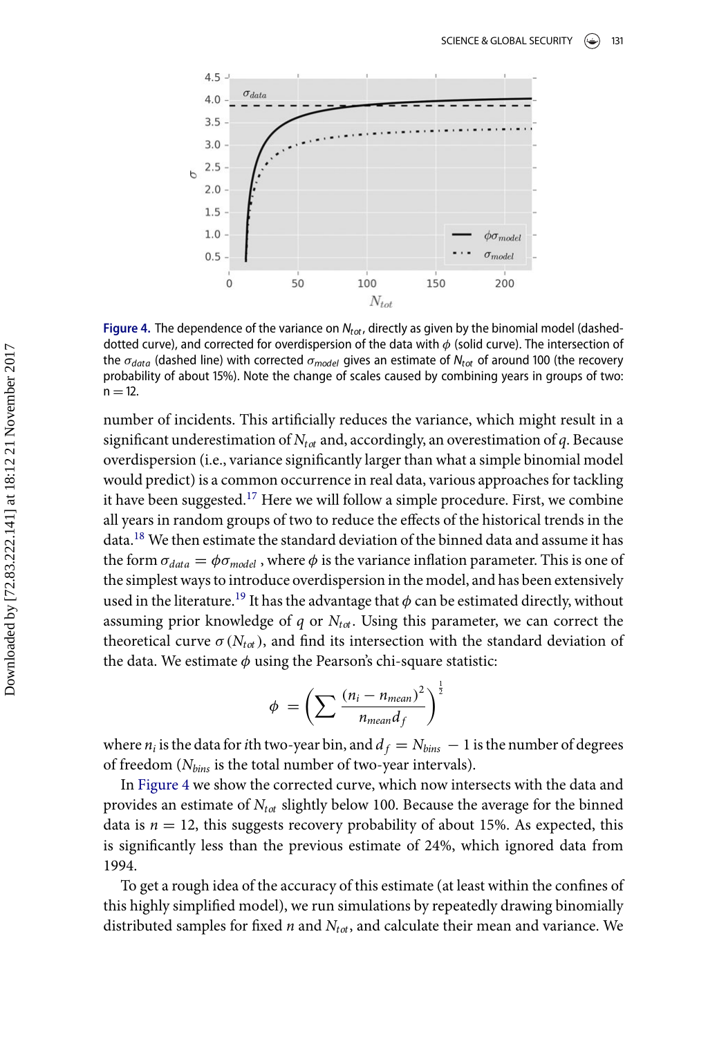Figure 4. The dependence of the variance on $N_{tot}$, directly as given by the binomial model (dashed-dotted curve), and corrected for overdispersion of the data with $\phi$ (solid curve). The intersection of the $\sigma_{data}$ (dashed line) with corrected $\sigma_{model}$ gives an estimate of $N_{tot}$ of around 100 (the recovery probability of about 15%). Note the change of scales caused by combining years in groups of two: n = 12.

number of incidents. This artificially reduces the variance, which might result in a significant underestimation of $N_{tot}$ and, accordingly, an overestimation of $q$. Because overdispersion (i.e., variance significantly larger than what a simple binomial model would predict) is a common occurrence in real data, various approaches for tackling it have been suggested.[17] Here we will follow a simple procedure. First, we combine all years in random groups of two to reduce the effects of the historical trends in the data.[18] We then estimate the standard deviation of the binned data and assume it has the form $\sigma_{data} = \phi\sigma_{model}$ , where $\phi$ is the variance inflation parameter. This is one of the simplest ways to introduce overdispersion in the model, and has been extensively used in the literature.[19] It has the advantage that $\phi$ can be estimated directly, without assuming prior knowledge of $q$ or $N_{tot}$. Using this parameter, we can correct the theoretical curve $\sigma(N_{tot})$, and find its intersection with the standard deviation of the data. We estimate $\phi$ using the Pearson's chi-square statistic:

$$\phi = \left( \sum \frac{(n_i - n_{mean})^2}{n_{mean} d_f} \right)^{\frac{1}{2}}$$

where $n_i$ is the data for $i$th two-year bin, and $d_f = N_{bins} - 1$ is the number of degrees of freedom ($N_{bins}$ is the total number of two-year intervals).

In Figure 4 we show the corrected curve, which now intersects with the data and provides an estimate of $N_{tot}$ slightly below 100. Because the average for the binned data is $n = 12$, this suggests recovery probability of about 15%. As expected, this is significantly less than the previous estimate of 24%, which ignored data from 1994.

To get a rough idea of the accuracy of this estimate (at least within the confines of this highly simplified model), we run simulations by repeatedly drawing binomially distributed samples for fixed $n$ and $N_{tot}$, and calculate their mean and variance. We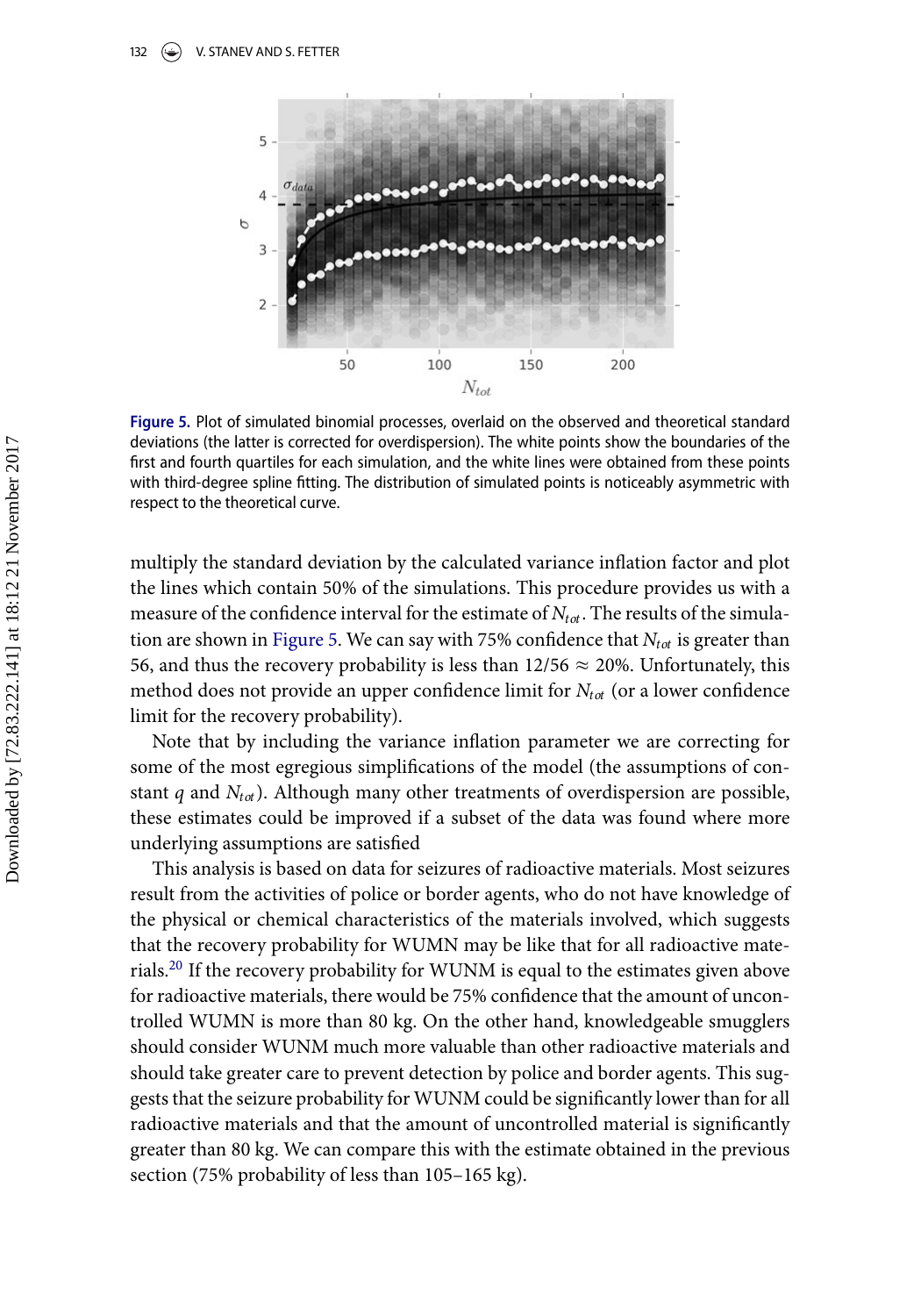**Figure 5.** Plot of simulated binomial processes, overlaid on the observed and theoretical standard deviations (the latter is corrected for overdispersion). The white points show the boundaries of the first and fourth quartiles for each simulation, and the white lines were obtained from these points with third-degree spline fitting. The distribution of simulated points is noticeably asymmetric with respect to the theoretical curve.

multiply the standard deviation by the calculated variance inflation factor and plot the lines which contain 50% of the simulations. This procedure provides us with a measure of the confidence interval for the estimate of $N_{tot}$. The results of the simulation are shown in Figure 5. We can say with 75% confidence that $N_{tot}$ is greater than 56, and thus the recovery probability is less than $12/56 \approx 20\%$. Unfortunately, this method does not provide an upper confidence limit for $N_{tot}$ (or a lower confidence limit for the recovery probability).

Note that by including the variance inflation parameter we are correcting for some of the most egregious simplifications of the model (the assumptions of constant $q$ and $N_{tot}$). Although many other treatments of overdispersion are possible, these estimates could be improved if a subset of the data was found where more underlying assumptions are satisfied

This analysis is based on data for seizures of radioactive materials. Most seizures result from the activities of police or border agents, who do not have knowledge of the physical or chemical characteristics of the materials involved, which suggests that the recovery probability for WUMN may be like that for all radioactive materials.[20] If the recovery probability for WUNM is equal to the estimates given above for radioactive materials, there would be 75% confidence that the amount of uncontrolled WUMN is more than 80 kg. On the other hand, knowledgeable smugglers should consider WUNM much more valuable than other radioactive materials and should take greater care to prevent detection by police and border agents. This suggests that the seizure probability for WUNM could be significantly lower than for all radioactive materials and that the amount of uncontrolled material is significantly greater than 80 kg. We can compare this with the estimate obtained in the previous section (75% probability of less than 105–165 kg).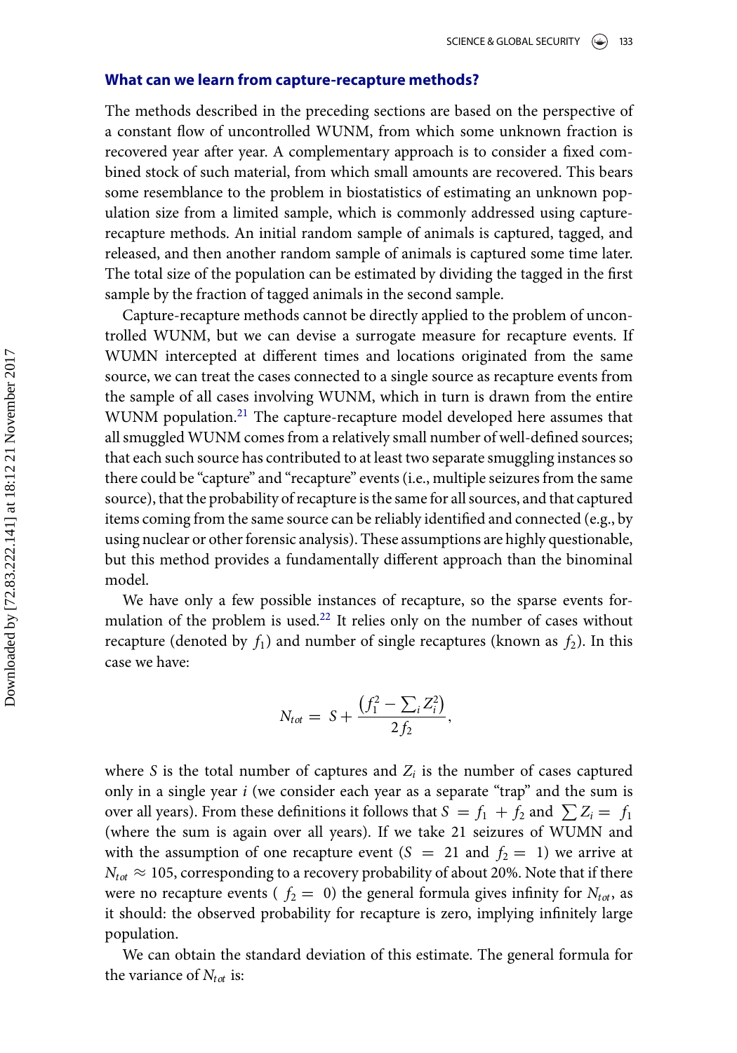## What can we learn from capture-recapture methods?

The methods described in the preceding sections are based on the perspective of a constant flow of uncontrolled WUNM, from which some unknown fraction is recovered year after year. A complementary approach is to consider a fixed combined stock of such material, from which small amounts are recovered. This bears some resemblance to the problem in biostatistics of estimating an unknown population size from a limited sample, which is commonly addressed using capture-recapture methods. An initial random sample of animals is captured, tagged, and released, and then another random sample of animals is captured some time later. The total size of the population can be estimated by dividing the tagged in the first sample by the fraction of tagged animals in the second sample.

Capture-recapture methods cannot be directly applied to the problem of uncontrolled WUNM, but we can devise a surrogate measure for recapture events. If WUMN intercepted at different times and locations originated from the same source, we can treat the cases connected to a single source as recapture events from the sample of all cases involving WUNM, which in turn is drawn from the entire WUNM population.[21] The capture-recapture model developed here assumes that all smuggled WUNM comes from a relatively small number of well-defined sources; that each such source has contributed to at least two separate smuggling instances so there could be "capture" and "recapture" events (i.e., multiple seizures from the same source), that the probability of recapture is the same for all sources, and that captured items coming from the same source can be reliably identified and connected (e.g., by using nuclear or other forensic analysis). These assumptions are highly questionable, but this method provides a fundamentally different approach than the binominal model.

We have only a few possible instances of recapture, so the sparse events formulation of the problem is used.[22] It relies only on the number of cases without recapture (denoted by $f_1$) and number of single recaptures (known as $f_2$). In this case we have:

$$N_{tot} = S + \frac{\left(f_1^2 - \sum_i Z_i^2\right)}{2 f_2},$$

where $S$ is the total number of captures and $Z_i$ is the number of cases captured only in a single year $i$ (we consider each year as a separate "trap" and the sum is over all years). From these definitions it follows that $S = f_1 + f_2$ and $\sum Z_i = f_1$ (where the sum is again over all years). If we take 21 seizures of WUMN and with the assumption of one recapture event ($S = 21$ and $f_2 = 1$) we arrive at $N_{tot} \approx 105$, corresponding to a recovery probability of about 20%. Note that if there were no recapture events ( $f_2 = 0$) the general formula gives infinity for $N_{tot}$, as it should: the observed probability for recapture is zero, implying infinitely large population.

We can obtain the standard deviation of this estimate. The general formula for the variance of $N_{tot}$ is: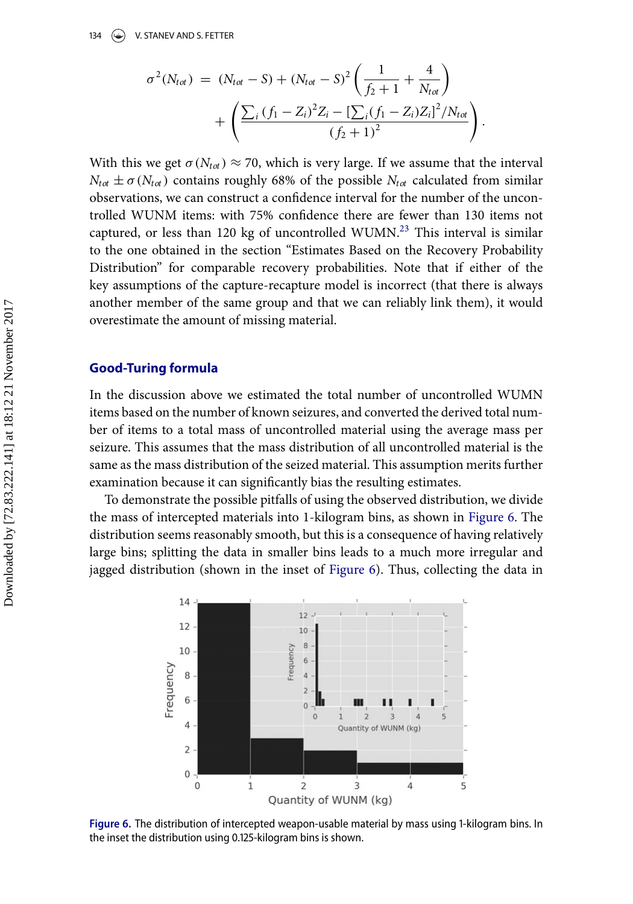$$\sigma^2(N_{tot}) = (N_{tot} - S) + (N_{tot} - S)^2 \left( \frac{1}{f_2 + 1} + \frac{4}{N_{tot}} \right) + \left( \frac{\sum_i (f_1 - Z_i)^2 Z_i - [\sum_i (f_1 - Z_i) Z_i]^2 / N_{tot}}{(f_2 + 1)^2} \right).$$

With this we get $\sigma(N_{tot}) \approx 70$, which is very large. If we assume that the interval $N_{tot} \pm \sigma(N_{tot})$ contains roughly 68% of the possible $N_{tot}$ calculated from similar observations, we can construct a confidence interval for the number of the uncontrolled WUNM items: with 75% confidence there are fewer than 130 items not captured, or less than 120 kg of uncontrolled WUNM.[23] This interval is similar to the one obtained in the section "Estimates Based on the Recovery Probability Distribution" for comparable recovery probabilities. Note that if either of the key assumptions of the capture-recapture model is incorrect (that there is always another member of the same group and that we can reliably link them), it would overestimate the amount of missing material.

## Good-Turing formula

In the discussion above we estimated the total number of uncontrolled WUNM items based on the number of known seizures, and converted the derived total number of items to a total mass of uncontrolled material using the average mass per seizure. This assumes that the mass distribution of all uncontrolled material is the same as the mass distribution of the seized material. This assumption merits further examination because it can significantly bias the resulting estimates.

To demonstrate the possible pitfalls of using the observed distribution, we divide the mass of intercepted materials into 1-kilogram bins, as shown in Figure 6. The distribution seems reasonably smooth, but this is a consequence of having relatively large bins; splitting the data in smaller bins leads to a much more irregular and jagged distribution (shown in the inset of Figure 6). Thus, collecting the data in

**Figure 6.** The distribution of intercepted weapon-usable material by mass using 1-kilogram bins. In the inset the distribution using 0.125-kilogram bins is shown.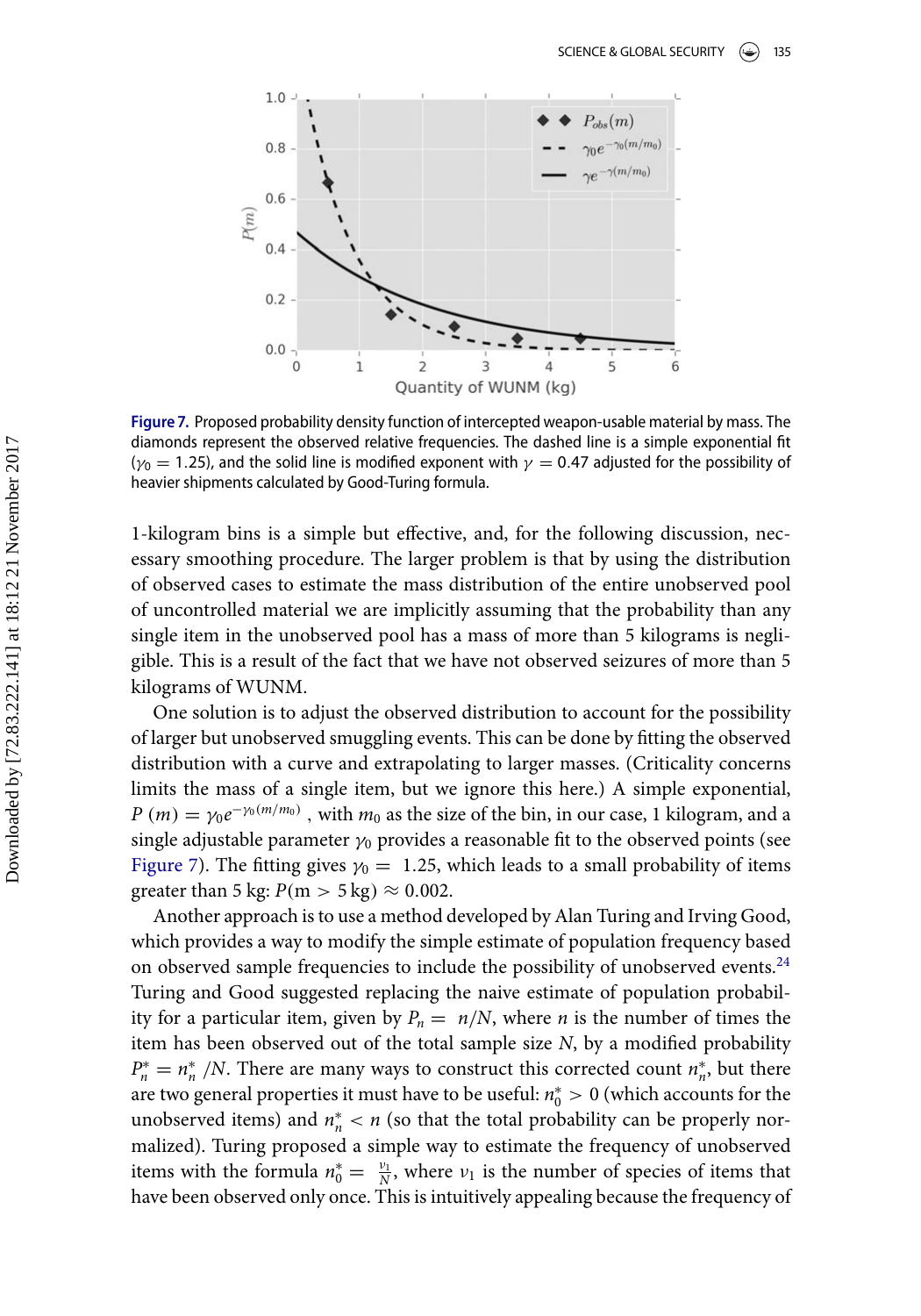Figure 7. Proposed probability density function of intercepted weapon-usable material by mass. The diamonds represent the observed relative frequencies. The dashed line is a simple exponential fit ($\gamma_0 = 1.25$), and the solid line is modified exponent with $\gamma = 0.47$ adjusted for the possibility of heavier shipments calculated by Good-Turing formula.

1-kilogram bins is a simple but effective, and, for the following discussion, necessary smoothing procedure. The larger problem is that by using the distribution of observed cases to estimate the mass distribution of the entire unobserved pool of uncontrolled material we are implicitly assuming that the probability than any single item in the unobserved pool has a mass of more than 5 kilograms is negligible. This is a result of the fact that we have not observed seizures of more than 5 kilograms of WUNM.

One solution is to adjust the observed distribution to account for the possibility of larger but unobserved smuggling events. This can be done by fitting the observed distribution with a curve and extrapolating to larger masses. (Criticality concerns limits the mass of a single item, but we ignore this here.) A simple exponential, $P(m) = \gamma_0 e^{-\gamma_0 (m/m_0)}$, with $m_0$ as the size of the bin, in our case, 1 kilogram, and a single adjustable parameter $\gamma_0$ provides a reasonable fit to the observed points (see Figure 7). The fitting gives $\gamma_0 = 1.25$, which leads to a small probability of items greater than 5 kg: $P(\text{m} > 5\,\text{kg}) \approx 0.002$.

Another approach is to use a method developed by Alan Turing and Irving Good, which provides a way to modify the simple estimate of population frequency based on observed sample frequencies to include the possibility of unobserved events.[24] Turing and Good suggested replacing the naive estimate of population probability for a particular item, given by $P_n = n/N$, where $n$ is the number of times the item has been observed out of the total sample size $N$, by a modified probability $P_n^* = n_n^*/N$. There are many ways to construct this corrected count $n_n^*$, but there are two general properties it must have to be useful: $n_0^* > 0$ (which accounts for the unobserved items) and $n_n^* < n$ (so that the total probability can be properly normalized). Turing proposed a simple way to estimate the frequency of unobserved items with the formula $n_0^* = \frac{\nu_1}{N}$, where $\nu_1$ is the number of species of items that have been observed only once. This is intuitively appealing because the frequency of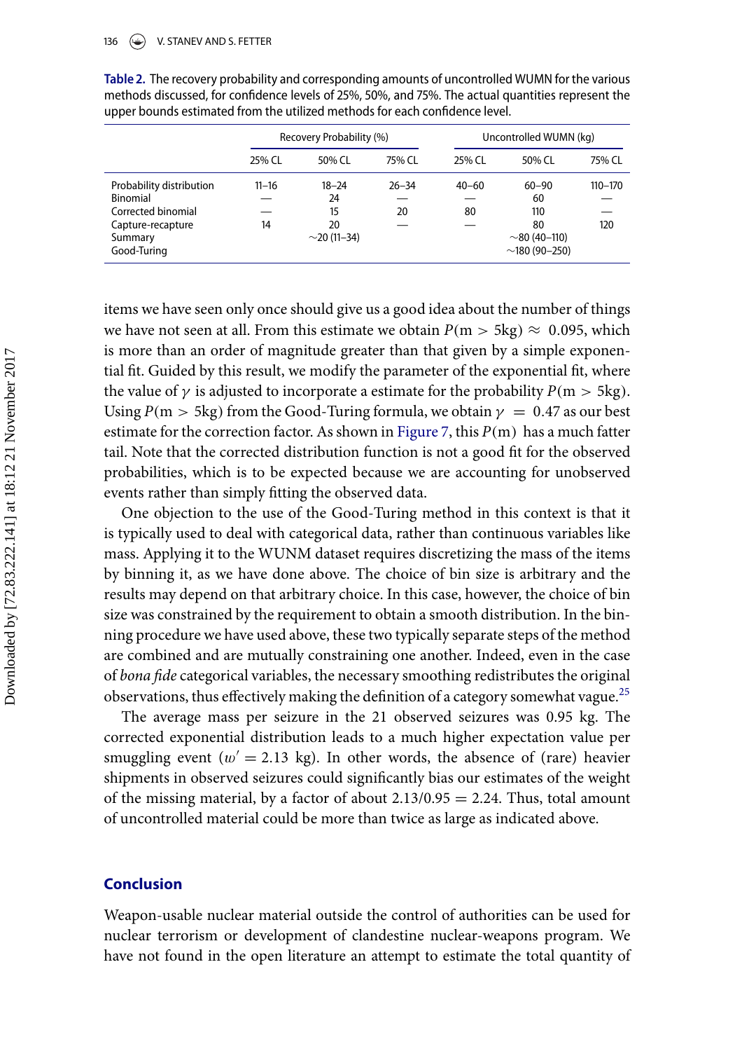**Table 2.** The recovery probability and corresponding amounts of uncontrolled WUMN for the various methods discussed, for confidence levels of 25%, 50%, and 75%. The actual quantities represent the upper bounds estimated from the utilized methods for each confidence level.

| | Recovery Probability (%) | | | Uncontrolled WUMN (kg) | | |
|---|---|---|---|---|---|---|
| | 25% CL | 50% CL | 75% CL | 25% CL | 50% CL | 75% CL |
| Probability distribution | 11–16 | 18–24 | 26–34 | 40–60 | 60–90 | 110–170 |
| Binomial | — | 24 | — | — | 60 | — |
| Corrected binomial | — | 15 | 20 | 80 | 110 | — |
| Capture-recapture | 14 | 20 | — | — | 80 | 120 |
| Summary | | ~20 (11–34) | | | ~80 (40–110) | |
| Good-Turing | | | | | ~180 (90–250) | |

items we have seen only once should give us a good idea about the number of things we have not seen at all. From this estimate we obtain $P(\text{m} > 5\text{kg}) \approx 0.095$, which is more than an order of magnitude greater than that given by a simple exponential fit. Guided by this result, we modify the parameter of the exponential fit, where the value of $\gamma$ is adjusted to incorporate a estimate for the probability $P(\text{m} > 5\text{kg})$. Using $P(\text{m} > 5\text{kg})$ from the Good-Turing formula, we obtain $\gamma = 0.47$ as our best estimate for the correction factor. As shown in Figure 7, this $P(\text{m})$ has a much fatter tail. Note that the corrected distribution function is not a good fit for the observed probabilities, which is to be expected because we are accounting for unobserved events rather than simply fitting the observed data.

One objection to the use of the Good-Turing method in this context is that it is typically used to deal with categorical data, rather than continuous variables like mass. Applying it to the WUNM dataset requires discretizing the mass of the items by binning it, as we have done above. The choice of bin size is arbitrary and the results may depend on that arbitrary choice. In this case, however, the choice of bin size was constrained by the requirement to obtain a smooth distribution. In the binning procedure we have used above, these two typically separate steps of the method are combined and are mutually constraining one another. Indeed, even in the case of *bona fide* categorical variables, the necessary smoothing redistributes the original observations, thus effectively making the definition of a category somewhat vague.[25]

The average mass per seizure in the 21 observed seizures was 0.95 kg. The corrected exponential distribution leads to a much higher expectation value per smuggling event ($w' = 2.13$ kg). In other words, the absence of (rare) heavier shipments in observed seizures could significantly bias our estimates of the weight of the missing material, by a factor of about $2.13/0.95 = 2.24$. Thus, total amount of uncontrolled material could be more than twice as large as indicated above.

## Conclusion

Weapon-usable nuclear material outside the control of authorities can be used for nuclear terrorism or development of clandestine nuclear-weapons program. We have not found in the open literature an attempt to estimate the total quantity of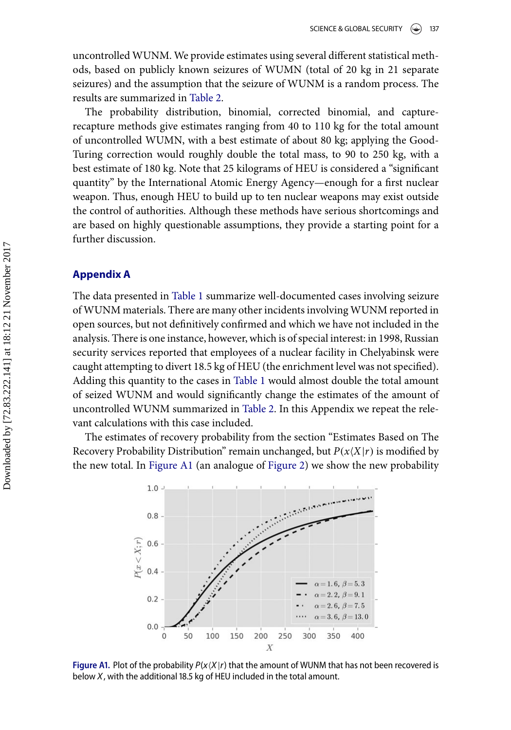uncontrolled WUNM. We provide estimates using several different statistical methods, based on publicly known seizures of WUMN (total of 20 kg in 21 separate seizures) and the assumption that the seizure of WUNM is a random process. The results are summarized in Table 2.

The probability distribution, binomial, corrected binomial, and capture-recapture methods give estimates ranging from 40 to 110 kg for the total amount of uncontrolled WUMN, with a best estimate of about 80 kg; applying the Good-Turing correction would roughly double the total mass, to 90 to 250 kg, with a best estimate of 180 kg. Note that 25 kilograms of HEU is considered a "significant quantity" by the International Atomic Energy Agency—enough for a first nuclear weapon. Thus, enough HEU to build up to ten nuclear weapons may exist outside the control of authorities. Although these methods have serious shortcomings and are based on highly questionable assumptions, they provide a starting point for a further discussion.

## Appendix A

The data presented in Table 1 summarize well-documented cases involving seizure of WUNM materials. There are many other incidents involving WUNM reported in open sources, but not definitively confirmed and which we have not included in the analysis. There is one instance, however, which is of special interest: in 1998, Russian security services reported that employees of a nuclear facility in Chelyabinsk were caught attempting to divert 18.5 kg of HEU (the enrichment level was not specified). Adding this quantity to the cases in Table 1 would almost double the total amount of seized WUNM and would significantly change the estimates of the amount of uncontrolled WUNM summarized in Table 2. In this Appendix we repeat the relevant calculations with this case included.

The estimates of recovery probability from the section "Estimates Based on The Recovery Probability Distribution" remain unchanged, but $P(x\langle X|r)$ is modified by the new total. In Figure A1 (an analogue of Figure 2) we show the new probability

**Figure A1.** Plot of the probability $P(x\langle X|r)$ that the amount of WUNM that has not been recovered is below $X$, with the additional 18.5 kg of HEU included in the total amount.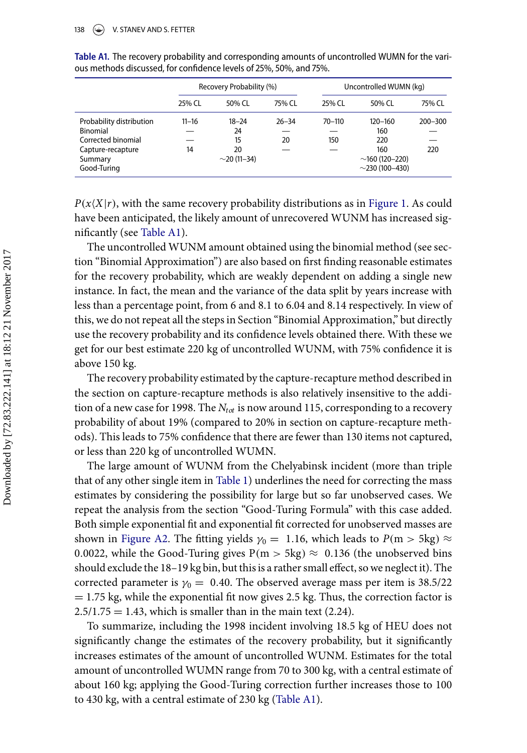**Table A1.** The recovery probability and corresponding amounts of uncontrolled WUMN for the various methods discussed, for confidence levels of 25%, 50%, and 75%.

| | Recovery Probability (%) | | | Uncontrolled WUMN (kg) | | |
|---|---|---|---|---|---|---|
| | 25% CL | 50% CL | 75% CL | 25% CL | 50% CL | 75% CL |
| Probability distribution | 11–16 | 18–24 | 26–34 | 70–110 | 120–160 | 200–300 |
| Binomial | — | 24 | — | — | 160 | — |
| Corrected binomial | — | 15 | 20 | 150 | 220 | — |
| Capture-recapture | 14 | 20 | — | — | 160 | 220 |
| Summary | | ~20 (11–34) | | | ~160 (120–220) | |
| Good-Turing | | | | | ~230 (100–430) | |

$P(x\langle X|r)$, with the same recovery probability distributions as in Figure 1. As could have been anticipated, the likely amount of unrecovered WUNM has increased significantly (see Table A1).

The uncontrolled WUNM amount obtained using the binomial method (see section "Binomial Approximation") are also based on first finding reasonable estimates for the recovery probability, which are weakly dependent on adding a single new instance. In fact, the mean and the variance of the data split by years increase with less than a percentage point, from 6 and 8.1 to 6.04 and 8.14 respectively. In view of this, we do not repeat all the steps in Section "Binomial Approximation," but directly use the recovery probability and its confidence levels obtained there. With these we get for our best estimate 220 kg of uncontrolled WUNM, with 75% confidence it is above 150 kg.

The recovery probability estimated by the capture-recapture method described in the section on capture-recapture methods is also relatively insensitive to the addition of a new case for 1998. The $N_{tot}$ is now around 115, corresponding to a recovery probability of about 19% (compared to 20% in section on capture-recapture methods). This leads to 75% confidence that there are fewer than 130 items not captured, or less than 220 kg of uncontrolled WUMN.

The large amount of WUNM from the Chelyabinsk incident (more than triple that of any other single item in Table 1) underlines the need for correcting the mass estimates by considering the possibility for large but so far unobserved cases. We repeat the analysis from the section "Good-Turing Formula" with this case added. Both simple exponential fit and exponential fit corrected for unobserved masses are shown in Figure A2. The fitting yields $\gamma_0 = 1.16$, which leads to $P(\mathrm{m} > 5\mathrm{kg}) \approx 0.0022$, while the Good-Turing gives $\mathrm{P}(\mathrm{m} > 5\mathrm{kg}) \approx 0.136$ (the unobserved bins should exclude the 18–19 kg bin, but this is a rather small effect, so we neglect it). The corrected parameter is $\gamma_0 = 0.40$. The observed average mass per item is $38.5/22 = 1.75$ kg, while the exponential fit now gives 2.5 kg. Thus, the correction factor is $2.5/1.75 = 1.43$, which is smaller than in the main text (2.24).

To summarize, including the 1998 incident involving 18.5 kg of HEU does not significantly change the estimates of the recovery probability, but it significantly increases estimates of the amount of uncontrolled WUNM. Estimates for the total amount of uncontrolled WUMN range from 70 to 300 kg, with a central estimate of about 160 kg; applying the Good-Turing correction further increases those to 100 to 430 kg, with a central estimate of 230 kg (Table A1).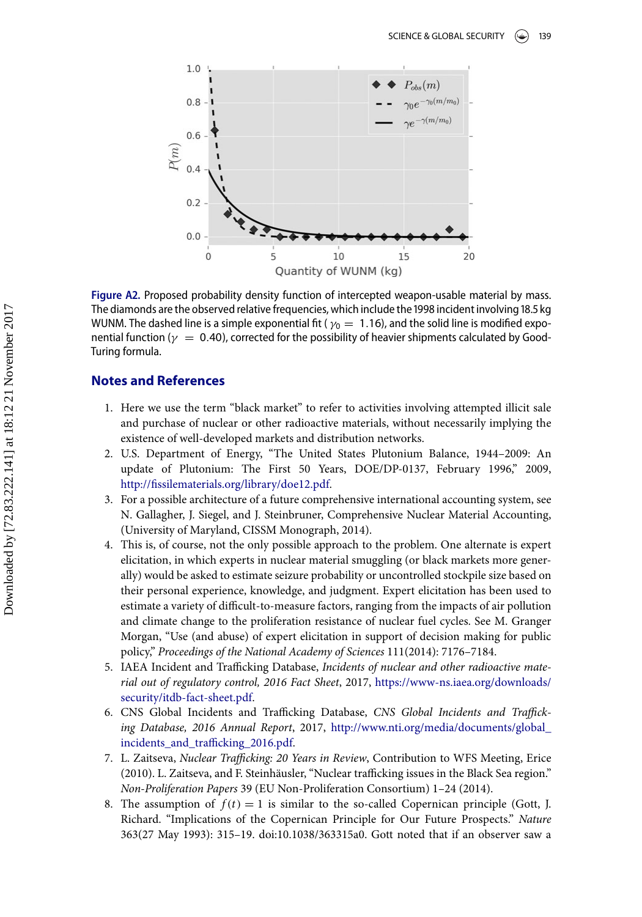**Figure A2.** Proposed probability density function of intercepted weapon-usable material by mass. The diamonds are the observed relative frequencies, which include the 1998 incident involving 18.5 kg WUNM. The dashed line is a simple exponential fit ($\gamma_0 = 1.16$), and the solid line is modified exponential function ($\gamma = 0.40$), corrected for the possibility of heavier shipments calculated by Good-Turing formula.

## Notes and References

1. Here we use the term "black market" to refer to activities involving attempted illicit sale and purchase of nuclear or other radioactive materials, without necessarily implying the existence of well-developed markets and distribution networks.
2. U.S. Department of Energy, "The United States Plutonium Balance, 1944–2009: An update of Plutonium: The First 50 Years, DOE/DP-0137, February 1996," 2009, http://fissilematerials.org/library/doe12.pdf.
3. For a possible architecture of a future comprehensive international accounting system, see N. Gallagher, J. Siegel, and J. Steinbruner, Comprehensive Nuclear Material Accounting, (University of Maryland, CISSM Monograph, 2014).
4. This is, of course, not the only possible approach to the problem. One alternate is expert elicitation, in which experts in nuclear material smuggling (or black markets more generally) would be asked to estimate seizure probability or uncontrolled stockpile size based on their personal experience, knowledge, and judgment. Expert elicitation has been used to estimate a variety of difficult-to-measure factors, ranging from the impacts of air pollution and climate change to the proliferation resistance of nuclear fuel cycles. See M. Granger Morgan, "Use (and abuse) of expert elicitation in support of decision making for public policy," *Proceedings of the National Academy of Sciences* 111(2014): 7176–7184.
5. IAEA Incident and Trafficking Database, *Incidents of nuclear and other radioactive material out of regulatory control, 2016 Fact Sheet*, 2017, https://www-ns.iaea.org/downloads/security/itdb-fact-sheet.pdf.
6. CNS Global Incidents and Trafficking Database, *CNS Global Incidents and Trafficking Database, 2016 Annual Report*, 2017, http://www.nti.org/media/documents/global_incidents_and_trafficking_2016.pdf.
7. L. Zaitseva, *Nuclear Trafficking: 20 Years in Review*, Contribution to WFS Meeting, Erice (2010). L. Zaitseva, and F. Steinhäusler, "Nuclear trafficking issues in the Black Sea region." *Non-Proliferation Papers* 39 (EU Non-Proliferation Consortium) 1–24 (2014).
8. The assumption of $f(t) = 1$ is similar to the so-called Copernican principle (Gott, J. Richard. "Implications of the Copernican Principle for Our Future Prospects." *Nature* 363(27 May 1993): 315–19. doi:10.1038/363315a0. Gott noted that if an observer saw a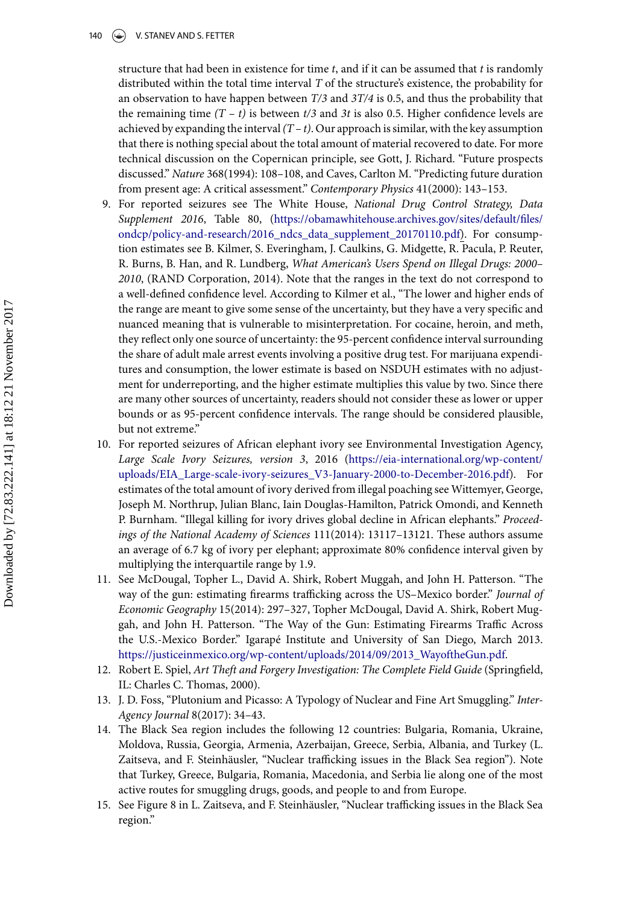structure that had been in existence for time *t*, and if it can be assumed that *t* is randomly distributed within the total time interval *T* of the structure's existence, the probability for an observation to have happen between *T/3* and *3T/4* is 0.5, and thus the probability that the remaining time *(T – t)* is between *t/3* and *3t* is also 0.5. Higher confidence levels are achieved by expanding the interval *(T – t)*. Our approach is similar, with the key assumption that there is nothing special about the total amount of material recovered to date. For more technical discussion on the Copernican principle, see Gott, J. Richard. "Future prospects discussed." *Nature* 368(1994): 108–108, and Caves, Carlton M. "Predicting future duration from present age: A critical assessment." *Contemporary Physics* 41(2000): 143–153.

9. For reported seizures see The White House, *National Drug Control Strategy, Data Supplement 2016*, Table 80, (https://obamawhitehouse.archives.gov/sites/default/files/ondcp/policy-and-research/2016_ndcs_data_supplement_20170110.pdf). For consumption estimates see B. Kilmer, S. Everingham, J. Caulkins, G. Midgette, R. Pacula, P. Reuter, R. Burns, B. Han, and R. Lundberg, *What American's Users Spend on Illegal Drugs: 2000–2010*, (RAND Corporation, 2014). Note that the ranges in the text do not correspond to a well-defined confidence level. According to Kilmer et al., "The lower and higher ends of the range are meant to give some sense of the uncertainty, but they have a very specific and nuanced meaning that is vulnerable to misinterpretation. For cocaine, heroin, and meth, they reflect only one source of uncertainty: the 95-percent confidence interval surrounding the share of adult male arrest events involving a positive drug test. For marijuana expenditures and consumption, the lower estimate is based on NSDUH estimates with no adjustment for underreporting, and the higher estimate multiplies this value by two. Since there are many other sources of uncertainty, readers should not consider these as lower or upper bounds or as 95-percent confidence intervals. The range should be considered plausible, but not extreme."
10. For reported seizures of African elephant ivory see Environmental Investigation Agency, *Large Scale Ivory Seizures, version 3*, 2016 (https://eia-international.org/wp-content/uploads/EIA_Large-scale-ivory-seizures_V3-January-2000-to-December-2016.pdf). For estimates of the total amount of ivory derived from illegal poaching see Wittemyer, George, Joseph M. Northrup, Julian Blanc, Iain Douglas-Hamilton, Patrick Omondi, and Kenneth P. Burnham. "Illegal killing for ivory drives global decline in African elephants." *Proceedings of the National Academy of Sciences* 111(2014): 13117–13121. These authors assume an average of 6.7 kg of ivory per elephant; approximate 80% confidence interval given by multiplying the interquartile range by 1.9.
11. See McDougal, Topher L., David A. Shirk, Robert Muggah, and John H. Patterson. "The way of the gun: estimating firearms trafficking across the US–Mexico border." *Journal of Economic Geography* 15(2014): 297–327, Topher McDougal, David A. Shirk, Robert Muggah, and John H. Patterson. "The Way of the Gun: Estimating Firearms Traffic Across the U.S.-Mexico Border." Igarapé Institute and University of San Diego, March 2013. https://justiceinmexico.org/wp-content/uploads/2014/09/2013_WayoftheGun.pdf.
12. Robert E. Spiel, *Art Theft and Forgery Investigation: The Complete Field Guide* (Springfield, IL: Charles C. Thomas, 2000).
13. J. D. Foss, "Plutonium and Picasso: A Typology of Nuclear and Fine Art Smuggling." *Inter-Agency Journal* 8(2017): 34–43.
14. The Black Sea region includes the following 12 countries: Bulgaria, Romania, Ukraine, Moldova, Russia, Georgia, Armenia, Azerbaijan, Greece, Serbia, Albania, and Turkey (L. Zaitseva, and F. Steinhäusler, "Nuclear trafficking issues in the Black Sea region"). Note that Turkey, Greece, Bulgaria, Romania, Macedonia, and Serbia lie along one of the most active routes for smuggling drugs, goods, and people to and from Europe.
15. See Figure 8 in L. Zaitseva, and F. Steinhäusler, "Nuclear trafficking issues in the Black Sea region."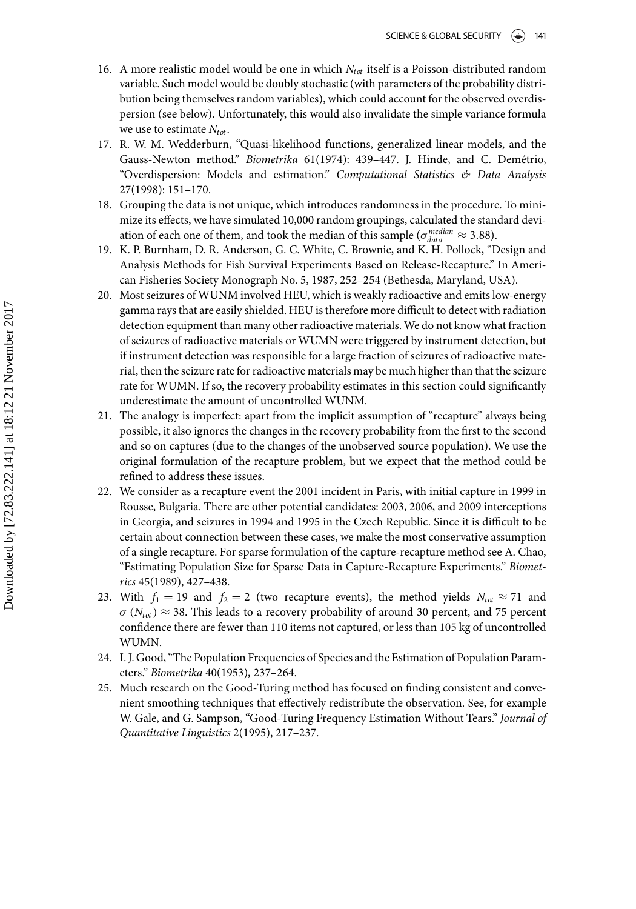16. A more realistic model would be one in which $N_{tot}$ itself is a Poisson-distributed random variable. Such model would be doubly stochastic (with parameters of the probability distribution being themselves random variables), which could account for the observed overdispersion (see below). Unfortunately, this would also invalidate the simple variance formula we use to estimate $N_{tot}$.
17. R. W. M. Wedderburn, "Quasi-likelihood functions, generalized linear models, and the Gauss-Newton method." *Biometrika* 61(1974): 439–447. J. Hinde, and C. Demétrio, "Overdispersion: Models and estimation." *Computational Statistics & Data Analysis* 27(1998): 151–170.
18. Grouping the data is not unique, which introduces randomness in the procedure. To minimize its effects, we have simulated 10,000 random groupings, calculated the standard deviation of each one of them, and took the median of this sample ($\sigma_{data}^{median} \approx 3.88$).
19. K. P. Burnham, D. R. Anderson, G. C. White, C. Brownie, and K. H. Pollock, "Design and Analysis Methods for Fish Survival Experiments Based on Release-Recapture." In American Fisheries Society Monograph No. 5, 1987, 252–254 (Bethesda, Maryland, USA).
20. Most seizures of WUNM involved HEU, which is weakly radioactive and emits low-energy gamma rays that are easily shielded. HEU is therefore more difficult to detect with radiation detection equipment than many other radioactive materials. We do not know what fraction of seizures of radioactive materials or WUMN were triggered by instrument detection, but if instrument detection was responsible for a large fraction of seizures of radioactive material, then the seizure rate for radioactive materials may be much higher than that the seizure rate for WUMN. If so, the recovery probability estimates in this section could significantly underestimate the amount of uncontrolled WUNM.
21. The analogy is imperfect: apart from the implicit assumption of "recapture" always being possible, it also ignores the changes in the recovery probability from the first to the second and so on captures (due to the changes of the unobserved source population). We use the original formulation of the recapture problem, but we expect that the method could be refined to address these issues.
22. We consider as a recapture event the 2001 incident in Paris, with initial capture in 1999 in Rousse, Bulgaria. There are other potential candidates: 2003, 2006, and 2009 interceptions in Georgia, and seizures in 1994 and 1995 in the Czech Republic. Since it is difficult to be certain about connection between these cases, we make the most conservative assumption of a single recapture. For sparse formulation of the capture-recapture method see A. Chao, "Estimating Population Size for Sparse Data in Capture-Recapture Experiments." *Biometrics* 45(1989), 427–438.
23. With $f_1 = 19$ and $f_2 = 2$ (two recapture events), the method yields $N_{tot} \approx 71$ and $\sigma\ (N_{tot}) \approx 38$. This leads to a recovery probability of around 30 percent, and 75 percent confidence there are fewer than 110 items not captured, or less than 105 kg of uncontrolled WUMN.
24. I. J. Good, "The Population Frequencies of Species and the Estimation of Population Parameters." *Biometrika* 40(1953), 237–264.
25. Much research on the Good-Turing method has focused on finding consistent and convenient smoothing techniques that effectively redistribute the observation. See, for example W. Gale, and G. Sampson, "Good-Turing Frequency Estimation Without Tears." *Journal of Quantitative Linguistics* 2(1995), 217–237.